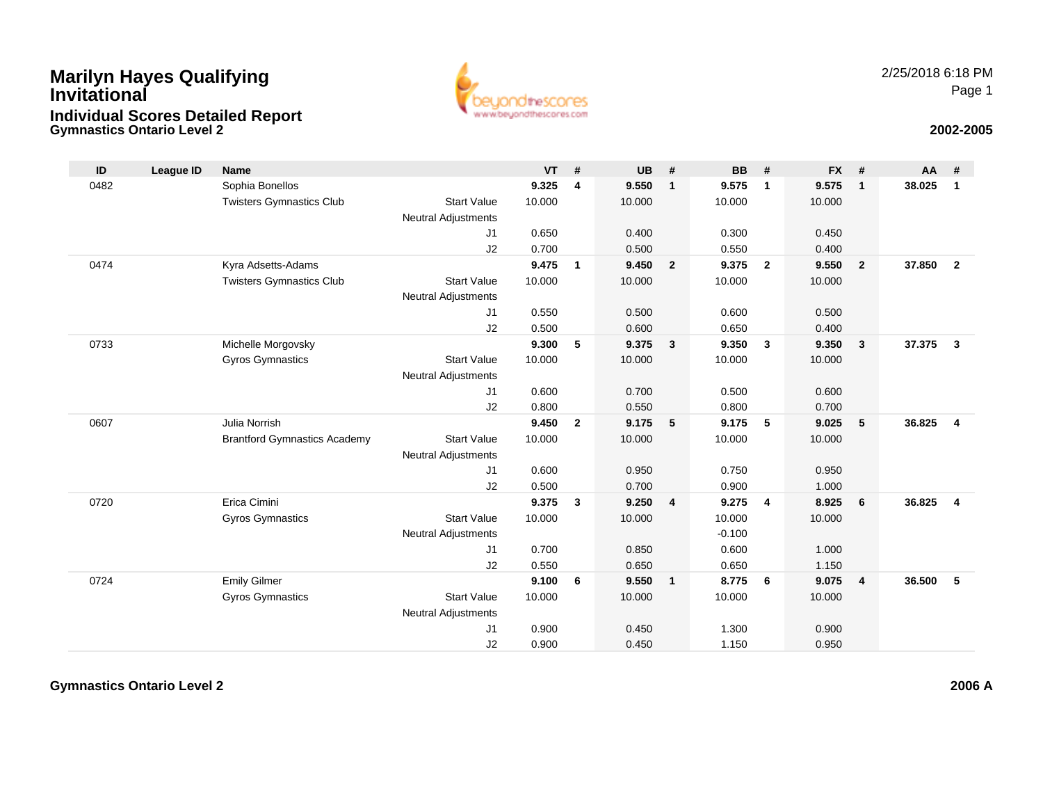# Marilyn Hayes Qualifying Invitational

## Individual Scores Detailed Report

### Gymnastics Ontario Level 2

2/25/2018 6:18 PM

**2002-2005**

| ID | League ID | Name | | VT | # | UB | # | BB | # | FX | # | AA | # |
|---|---|---|---|---|---|---|---|---|---|---|---|---|---|
| 0482 | | Sophia Bonellos | | **9.325** | **4** | **9.550** | **1** | **9.575** | **1** | **9.575** | **1** | **38.025** | **1** |
| | | Twisters Gymnastics Club | Start Value | 10.000 | | 10.000 | | 10.000 | | 10.000 | | | |
| | | | Neutral Adjustments | | | | | | | | | | |
| | | | J1 | 0.650 | | 0.400 | | 0.300 | | 0.450 | | | |
| | | | J2 | 0.700 | | 0.500 | | 0.550 | | 0.400 | | | |
| 0474 | | Kyra Adsetts-Adams | | **9.475** | **1** | **9.450** | **2** | **9.375** | **2** | **9.550** | **2** | **37.850** | **2** |
| | | Twisters Gymnastics Club | Start Value | 10.000 | | 10.000 | | 10.000 | | 10.000 | | | |
| | | | Neutral Adjustments | | | | | | | | | | |
| | | | J1 | 0.550 | | 0.500 | | 0.600 | | 0.500 | | | |
| | | | J2 | 0.500 | | 0.600 | | 0.650 | | 0.400 | | | |
| 0733 | | Michelle Morgovsky | | **9.300** | **5** | **9.375** | **3** | **9.350** | **3** | **9.350** | **3** | **37.375** | **3** |
| | | Gyros Gymnastics | Start Value | 10.000 | | 10.000 | | 10.000 | | 10.000 | | | |
| | | | Neutral Adjustments | | | | | | | | | | |
| | | | J1 | 0.600 | | 0.700 | | 0.500 | | 0.600 | | | |
| | | | J2 | 0.800 | | 0.550 | | 0.800 | | 0.700 | | | |
| 0607 | | Julia Norrish | | **9.450** | **2** | **9.175** | **5** | **9.175** | **5** | **9.025** | **5** | **36.825** | **4** |
| | | Brantford Gymnastics Academy | Start Value | 10.000 | | 10.000 | | 10.000 | | 10.000 | | | |
| | | | Neutral Adjustments | | | | | | | | | | |
| | | | J1 | 0.600 | | 0.950 | | 0.750 | | 0.950 | | | |
| | | | J2 | 0.500 | | 0.700 | | 0.900 | | 1.000 | | | |
| 0720 | | Erica Cimini | | **9.375** | **3** | **9.250** | **4** | **9.275** | **4** | **8.925** | **6** | **36.825** | **4** |
| | | Gyros Gymnastics | Start Value | 10.000 | | 10.000 | | 10.000 | | 10.000 | | | |
| | | | Neutral Adjustments | | | | | -0.100 | | | | | |
| | | | J1 | 0.700 | | 0.850 | | 0.600 | | 1.000 | | | |
| | | | J2 | 0.550 | | 0.650 | | 0.650 | | 1.150 | | | |
| 0724 | | Emily Gilmer | | **9.100** | **6** | **9.550** | **1** | **8.775** | **6** | **9.075** | **4** | **36.500** | **5** |
| | | Gyros Gymnastics | Start Value | 10.000 | | 10.000 | | 10.000 | | 10.000 | | | |
| | | | Neutral Adjustments | | | | | | | | | | |
| | | | J1 | 0.900 | | 0.450 | | 1.300 | | 0.900 | | | |
| | | | J2 | 0.900 | | 0.450 | | 1.150 | | 0.950 | | | |

### Gymnastics Ontario Level 2

**2006 A**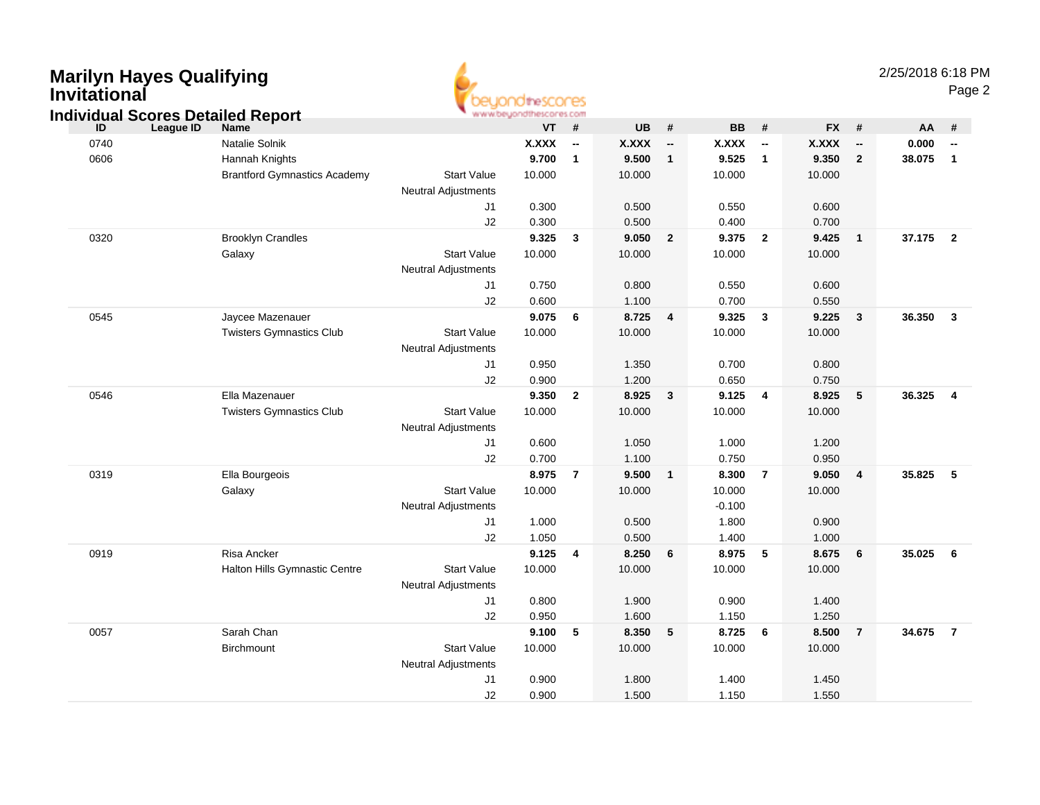# Marilyn Hayes Qualifying Invitational

## Individual Scores Detailed Report

| ID | League ID | Name | | VT | # | UB | # | BB | # | FX | # | AA | # |
|---|---|---|---|---|---|---|---|---|---|---|---|---|---|
| 0740 | | Natalie Solnik | | **X.XXX** | **--** | **X.XXX** | **--** | **X.XXX** | **--** | **X.XXX** | **--** | **0.000** | **--** |
| 0606 | | Hannah Knights | | **9.700** | **1** | **9.500** | **1** | **9.525** | **1** | **9.350** | **2** | **38.075** | **1** |
| | | Brantford Gymnastics Academy | Start Value | 10.000 | | 10.000 | | 10.000 | | 10.000 | | | |
| | | | Neutral Adjustments | | | | | | | | | | |
| | | | J1 | 0.300 | | 0.500 | | 0.550 | | 0.600 | | | |
| | | | J2 | 0.300 | | 0.500 | | 0.400 | | 0.700 | | | |
| 0320 | | Brooklyn Crandles | | **9.325** | **3** | **9.050** | **2** | **9.375** | **2** | **9.425** | **1** | **37.175** | **2** |
| | | Galaxy | Start Value | 10.000 | | 10.000 | | 10.000 | | 10.000 | | | |
| | | | Neutral Adjustments | | | | | | | | | | |
| | | | J1 | 0.750 | | 0.800 | | 0.550 | | 0.600 | | | |
| | | | J2 | 0.600 | | 1.100 | | 0.700 | | 0.550 | | | |
| 0545 | | Jaycee Mazenauer | | **9.075** | **6** | **8.725** | **4** | **9.325** | **3** | **9.225** | **3** | **36.350** | **3** |
| | | Twisters Gymnastics Club | Start Value | 10.000 | | 10.000 | | 10.000 | | 10.000 | | | |
| | | | Neutral Adjustments | | | | | | | | | | |
| | | | J1 | 0.950 | | 1.350 | | 0.700 | | 0.800 | | | |
| | | | J2 | 0.900 | | 1.200 | | 0.650 | | 0.750 | | | |
| 0546 | | Ella Mazenauer | | **9.350** | **2** | **8.925** | **3** | **9.125** | **4** | **8.925** | **5** | **36.325** | **4** |
| | | Twisters Gymnastics Club | Start Value | 10.000 | | 10.000 | | 10.000 | | 10.000 | | | |
| | | | Neutral Adjustments | | | | | | | | | | |
| | | | J1 | 0.600 | | 1.050 | | 1.000 | | 1.200 | | | |
| | | | J2 | 0.700 | | 1.100 | | 0.750 | | 0.950 | | | |
| 0319 | | Ella Bourgeois | | **8.975** | **7** | **9.500** | **1** | **8.300** | **7** | **9.050** | **4** | **35.825** | **5** |
| | | Galaxy | Start Value | 10.000 | | 10.000 | | 10.000 | | 10.000 | | | |
| | | | Neutral Adjustments | | | | | -0.100 | | | | | |
| | | | J1 | 1.000 | | 0.500 | | 1.800 | | 0.900 | | | |
| | | | J2 | 1.050 | | 0.500 | | 1.400 | | 1.000 | | | |
| 0919 | | Risa Ancker | | **9.125** | **4** | **8.250** | **6** | **8.975** | **5** | **8.675** | **6** | **35.025** | **6** |
| | | Halton Hills Gymnastic Centre | Start Value | 10.000 | | 10.000 | | 10.000 | | 10.000 | | | |
| | | | Neutral Adjustments | | | | | | | | | | |
| | | | J1 | 0.800 | | 1.900 | | 0.900 | | 1.400 | | | |
| | | | J2 | 0.950 | | 1.600 | | 1.150 | | 1.250 | | | |
| 0057 | | Sarah Chan | | **9.100** | **5** | **8.350** | **5** | **8.725** | **6** | **8.500** | **7** | **34.675** | **7** |
| | | Birchmount | Start Value | 10.000 | | 10.000 | | 10.000 | | 10.000 | | | |
| | | | Neutral Adjustments | | | | | | | | | | |
| | | | J1 | 0.900 | | 1.800 | | 1.400 | | 1.450 | | | |
| | | | J2 | 0.900 | | 1.500 | | 1.150 | | 1.550 | | | |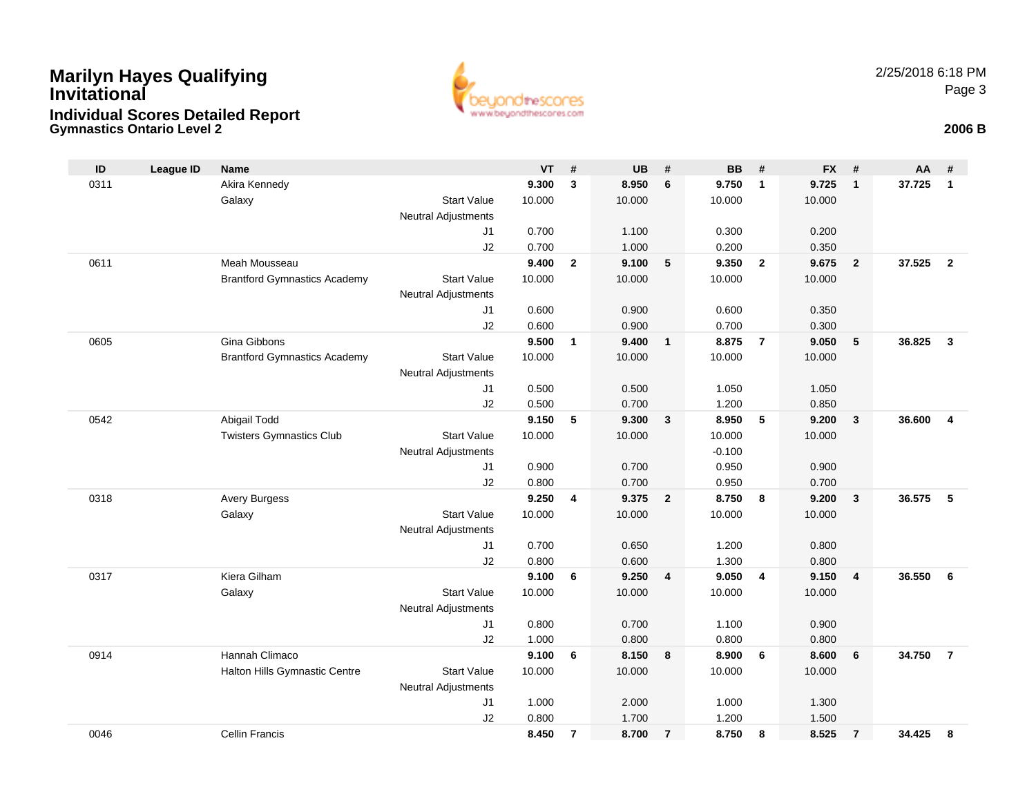# Marilyn Hayes Qualifying Invitational

## Individual Scores Detailed Report

### Gymnastics Ontario Level 2

2/25/2018 6:18 PM

**2006 B**

| ID | League ID | Name | | VT | # | UB | # | BB | # | FX | # | AA | # |
|---|---|---|---|---|---|---|---|---|---|---|---|---|---|
| 0311 | | Akira Kennedy | | **9.300** | **3** | **8.950** | **6** | **9.750** | **1** | **9.725** | **1** | **37.725** | **1** |
| | | Galaxy | Start Value | 10.000 | | 10.000 | | 10.000 | | 10.000 | | | |
| | | | Neutral Adjustments | | | | | | | | | | |
| | | | J1 | 0.700 | | 1.100 | | 0.300 | | 0.200 | | | |
| | | | J2 | 0.700 | | 1.000 | | 0.200 | | 0.350 | | | |
| 0611 | | Meah Mousseau | | **9.400** | **2** | **9.100** | **5** | **9.350** | **2** | **9.675** | **2** | **37.525** | **2** |
| | | Brantford Gymnastics Academy | Start Value | 10.000 | | 10.000 | | 10.000 | | 10.000 | | | |
| | | | Neutral Adjustments | | | | | | | | | | |
| | | | J1 | 0.600 | | 0.900 | | 0.600 | | 0.350 | | | |
| | | | J2 | 0.600 | | 0.900 | | 0.700 | | 0.300 | | | |
| 0605 | | Gina Gibbons | | **9.500** | **1** | **9.400** | **1** | **8.875** | **7** | **9.050** | **5** | **36.825** | **3** |
| | | Brantford Gymnastics Academy | Start Value | 10.000 | | 10.000 | | 10.000 | | 10.000 | | | |
| | | | Neutral Adjustments | | | | | | | | | | |
| | | | J1 | 0.500 | | 0.500 | | 1.050 | | 1.050 | | | |
| | | | J2 | 0.500 | | 0.700 | | 1.200 | | 0.850 | | | |
| 0542 | | Abigail Todd | | **9.150** | **5** | **9.300** | **3** | **8.950** | **5** | **9.200** | **3** | **36.600** | **4** |
| | | Twisters Gymnastics Club | Start Value | 10.000 | | 10.000 | | 10.000 | | 10.000 | | | |
| | | | Neutral Adjustments | | | | | -0.100 | | | | | |
| | | | J1 | 0.900 | | 0.700 | | 0.950 | | 0.900 | | | |
| | | | J2 | 0.800 | | 0.700 | | 0.950 | | 0.700 | | | |
| 0318 | | Avery Burgess | | **9.250** | **4** | **9.375** | **2** | **8.750** | **8** | **9.200** | **3** | **36.575** | **5** |
| | | Galaxy | Start Value | 10.000 | | 10.000 | | 10.000 | | 10.000 | | | |
| | | | Neutral Adjustments | | | | | | | | | | |
| | | | J1 | 0.700 | | 0.650 | | 1.200 | | 0.800 | | | |
| | | | J2 | 0.800 | | 0.600 | | 1.300 | | 0.800 | | | |
| 0317 | | Kiera Gilham | | **9.100** | **6** | **9.250** | **4** | **9.050** | **4** | **9.150** | **4** | **36.550** | **6** |
| | | Galaxy | Start Value | 10.000 | | 10.000 | | 10.000 | | 10.000 | | | |
| | | | Neutral Adjustments | | | | | | | | | | |
| | | | J1 | 0.800 | | 0.700 | | 1.100 | | 0.900 | | | |
| | | | J2 | 1.000 | | 0.800 | | 0.800 | | 0.800 | | | |
| 0914 | | Hannah Climaco | | **9.100** | **6** | **8.150** | **8** | **8.900** | **6** | **8.600** | **6** | **34.750** | **7** |
| | | Halton Hills Gymnastic Centre | Start Value | 10.000 | | 10.000 | | 10.000 | | 10.000 | | | |
| | | | Neutral Adjustments | | | | | | | | | | |
| | | | J1 | 1.000 | | 2.000 | | 1.000 | | 1.300 | | | |
| | | | J2 | 0.800 | | 1.700 | | 1.200 | | 1.500 | | | |
| 0046 | | Cellin Francis | | **8.450** | **7** | **8.700** | **7** | **8.750** | **8** | **8.525** | **7** | **34.425** | **8** |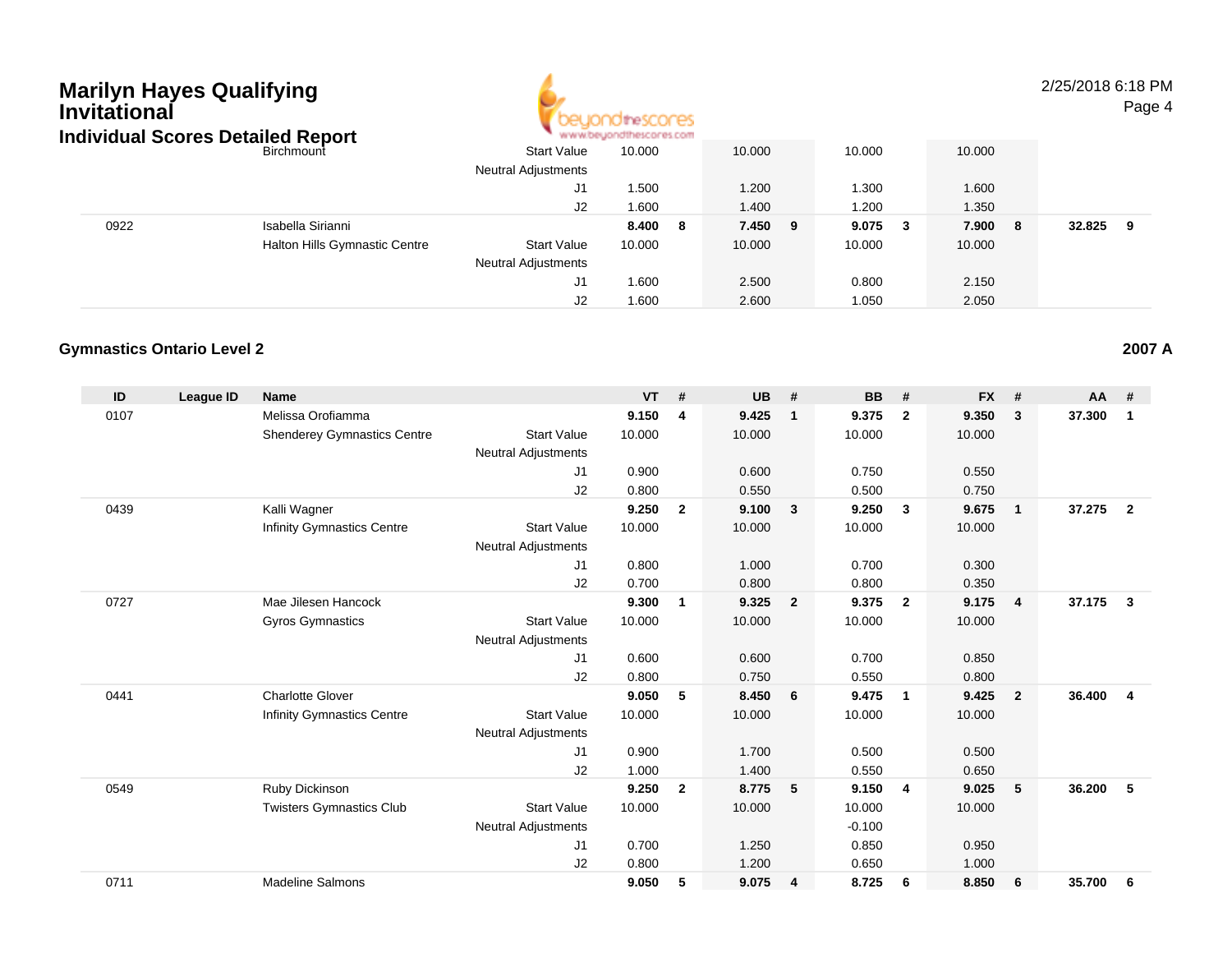# Marilyn Hayes Qualifying Invitational

## Individual Scores Detailed Report

| ID | League ID | Name | | VT | # | UB | # | BB | # | FX | # | AA | # |
|---|---|---|---|---|---|---|---|---|---|---|---|---|---|
| | | Birchmount | Start Value | 10.000 | | 10.000 | | 10.000 | | 10.000 | | | |
| | | | Neutral Adjustments | | | | | | | | | | |
| | | | J1 | 1.500 | | 1.200 | | 1.300 | | 1.600 | | | |
| | | | J2 | 1.600 | | 1.400 | | 1.200 | | 1.350 | | | |
| 0922 | | Isabella Sirianni | | 8.400 | 8 | 7.450 | 9 | 9.075 | 3 | 7.900 | 8 | 32.825 | 9 |
| | | Halton Hills Gymnastic Centre | Start Value | 10.000 | | 10.000 | | 10.000 | | 10.000 | | | |
| | | | Neutral Adjustments | | | | | | | | | | |
| | | | J1 | 1.600 | | 2.500 | | 0.800 | | 2.150 | | | |
| | | | J2 | 1.600 | | 2.600 | | 1.050 | | 2.050 | | | |

### Gymnastics Ontario Level 2 — 2007 A

| ID | League ID | Name | | VT | # | UB | # | BB | # | FX | # | AA | # |
|---|---|---|---|---|---|---|---|---|---|---|---|---|---|
| 0107 | | Melissa Orofiamma | | 9.150 | 4 | 9.425 | 1 | 9.375 | 2 | 9.350 | 3 | 37.300 | 1 |
| | | Shenderey Gymnastics Centre | Start Value | 10.000 | | 10.000 | | 10.000 | | 10.000 | | | |
| | | | Neutral Adjustments | | | | | | | | | | |
| | | | J1 | 0.900 | | 0.600 | | 0.750 | | 0.550 | | | |
| | | | J2 | 0.800 | | 0.550 | | 0.500 | | 0.750 | | | |
| 0439 | | Kalli Wagner | | 9.250 | 2 | 9.100 | 3 | 9.250 | 3 | 9.675 | 1 | 37.275 | 2 |
| | | Infinity Gymnastics Centre | Start Value | 10.000 | | 10.000 | | 10.000 | | 10.000 | | | |
| | | | Neutral Adjustments | | | | | | | | | | |
| | | | J1 | 0.800 | | 1.000 | | 0.700 | | 0.300 | | | |
| | | | J2 | 0.700 | | 0.800 | | 0.800 | | 0.350 | | | |
| 0727 | | Mae Jilesen Hancock | | 9.300 | 1 | 9.325 | 2 | 9.375 | 2 | 9.175 | 4 | 37.175 | 3 |
| | | Gyros Gymnastics | Start Value | 10.000 | | 10.000 | | 10.000 | | 10.000 | | | |
| | | | Neutral Adjustments | | | | | | | | | | |
| | | | J1 | 0.600 | | 0.600 | | 0.700 | | 0.850 | | | |
| | | | J2 | 0.800 | | 0.750 | | 0.550 | | 0.800 | | | |
| 0441 | | Charlotte Glover | | 9.050 | 5 | 8.450 | 6 | 9.475 | 1 | 9.425 | 2 | 36.400 | 4 |
| | | Infinity Gymnastics Centre | Start Value | 10.000 | | 10.000 | | 10.000 | | 10.000 | | | |
| | | | Neutral Adjustments | | | | | | | | | | |
| | | | J1 | 0.900 | | 1.700 | | 0.500 | | 0.500 | | | |
| | | | J2 | 1.000 | | 1.400 | | 0.550 | | 0.650 | | | |
| 0549 | | Ruby Dickinson | | 9.250 | 2 | 8.775 | 5 | 9.150 | 4 | 9.025 | 5 | 36.200 | 5 |
| | | Twisters Gymnastics Club | Start Value | 10.000 | | 10.000 | | 10.000 | | 10.000 | | | |
| | | | Neutral Adjustments | | | | | -0.100 | | | | | |
| | | | J1 | 0.700 | | 1.250 | | 0.850 | | 0.950 | | | |
| | | | J2 | 0.800 | | 1.200 | | 0.650 | | 1.000 | | | |
| 0711 | | Madeline Salmons | | 9.050 | 5 | 9.075 | 4 | 8.725 | 6 | 8.850 | 6 | 35.700 | 6 |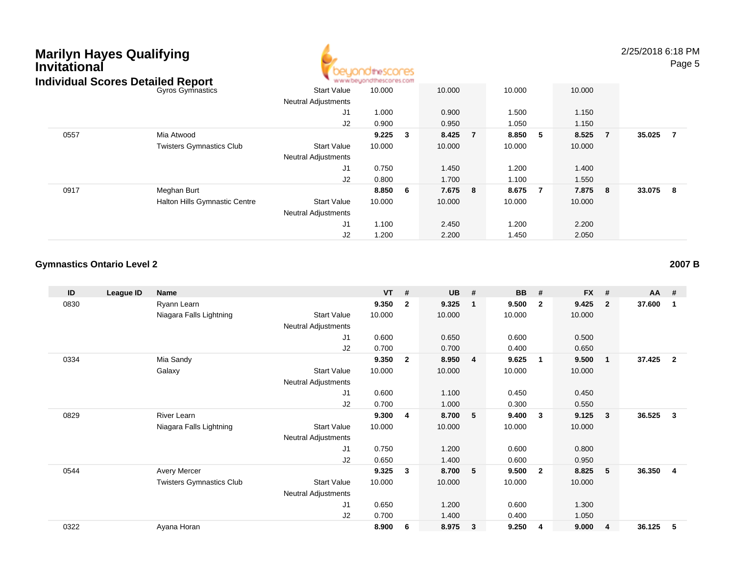# Marilyn Hayes Qualifying Invitational

## Individual Scores Detailed Report

| ID | League ID | Name | | VT | # | UB | # | BB | # | FX | # | AA | # |
|---|---|---|---|---|---|---|---|---|---|---|---|---|---|
| | | Gyros Gymnastics | Start Value | 10.000 | | 10.000 | | 10.000 | | 10.000 | | | |
| | | | Neutral Adjustments | | | | | | | | | | |
| | | | J1 | 1.000 | | 0.900 | | 1.500 | | 1.150 | | | |
| | | | J2 | 0.900 | | 0.950 | | 1.050 | | 1.150 | | | |
| 0557 | | Mia Atwood | | **9.225** | **3** | **8.425** | **7** | **8.850** | **5** | **8.525** | **7** | **35.025** | **7** |
| | | Twisters Gymnastics Club | Start Value | 10.000 | | 10.000 | | 10.000 | | 10.000 | | | |
| | | | Neutral Adjustments | | | | | | | | | | |
| | | | J1 | 0.750 | | 1.450 | | 1.200 | | 1.400 | | | |
| | | | J2 | 0.800 | | 1.700 | | 1.100 | | 1.550 | | | |
| 0917 | | Meghan Burt | | **8.850** | **6** | **7.675** | **8** | **8.675** | **7** | **7.875** | **8** | **33.075** | **8** |
| | | Halton Hills Gymnastic Centre | Start Value | 10.000 | | 10.000 | | 10.000 | | 10.000 | | | |
| | | | Neutral Adjustments | | | | | | | | | | |
| | | | J1 | 1.100 | | 2.450 | | 1.200 | | 2.200 | | | |
| | | | J2 | 1.200 | | 2.200 | | 1.450 | | 2.050 | | | |

### Gymnastics Ontario Level 2

**2007 B**

| ID | League ID | Name | | VT | # | UB | # | BB | # | FX | # | AA | # |
|---|---|---|---|---|---|---|---|---|---|---|---|---|---|
| 0830 | | Ryann Learn | | **9.350** | **2** | **9.325** | **1** | **9.500** | **2** | **9.425** | **2** | **37.600** | **1** |
| | | Niagara Falls Lightning | Start Value | 10.000 | | 10.000 | | 10.000 | | 10.000 | | | |
| | | | Neutral Adjustments | | | | | | | | | | |
| | | | J1 | 0.600 | | 0.650 | | 0.600 | | 0.500 | | | |
| | | | J2 | 0.700 | | 0.700 | | 0.400 | | 0.650 | | | |
| 0334 | | Mia Sandy | | **9.350** | **2** | **8.950** | **4** | **9.625** | **1** | **9.500** | **1** | **37.425** | **2** |
| | | Galaxy | Start Value | 10.000 | | 10.000 | | 10.000 | | 10.000 | | | |
| | | | Neutral Adjustments | | | | | | | | | | |
| | | | J1 | 0.600 | | 1.100 | | 0.450 | | 0.450 | | | |
| | | | J2 | 0.700 | | 1.000 | | 0.300 | | 0.550 | | | |
| 0829 | | River Learn | | **9.300** | **4** | **8.700** | **5** | **9.400** | **3** | **9.125** | **3** | **36.525** | **3** |
| | | Niagara Falls Lightning | Start Value | 10.000 | | 10.000 | | 10.000 | | 10.000 | | | |
| | | | Neutral Adjustments | | | | | | | | | | |
| | | | J1 | 0.750 | | 1.200 | | 0.600 | | 0.800 | | | |
| | | | J2 | 0.650 | | 1.400 | | 0.600 | | 0.950 | | | |
| 0544 | | Avery Mercer | | **9.325** | **3** | **8.700** | **5** | **9.500** | **2** | **8.825** | **5** | **36.350** | **4** |
| | | Twisters Gymnastics Club | Start Value | 10.000 | | 10.000 | | 10.000 | | 10.000 | | | |
| | | | Neutral Adjustments | | | | | | | | | | |
| | | | J1 | 0.650 | | 1.200 | | 0.600 | | 1.300 | | | |
| | | | J2 | 0.700 | | 1.400 | | 0.400 | | 1.050 | | | |
| 0322 | | Ayana Horan | | **8.900** | **6** | **8.975** | **3** | **9.250** | **4** | **9.000** | **4** | **36.125** | **5** |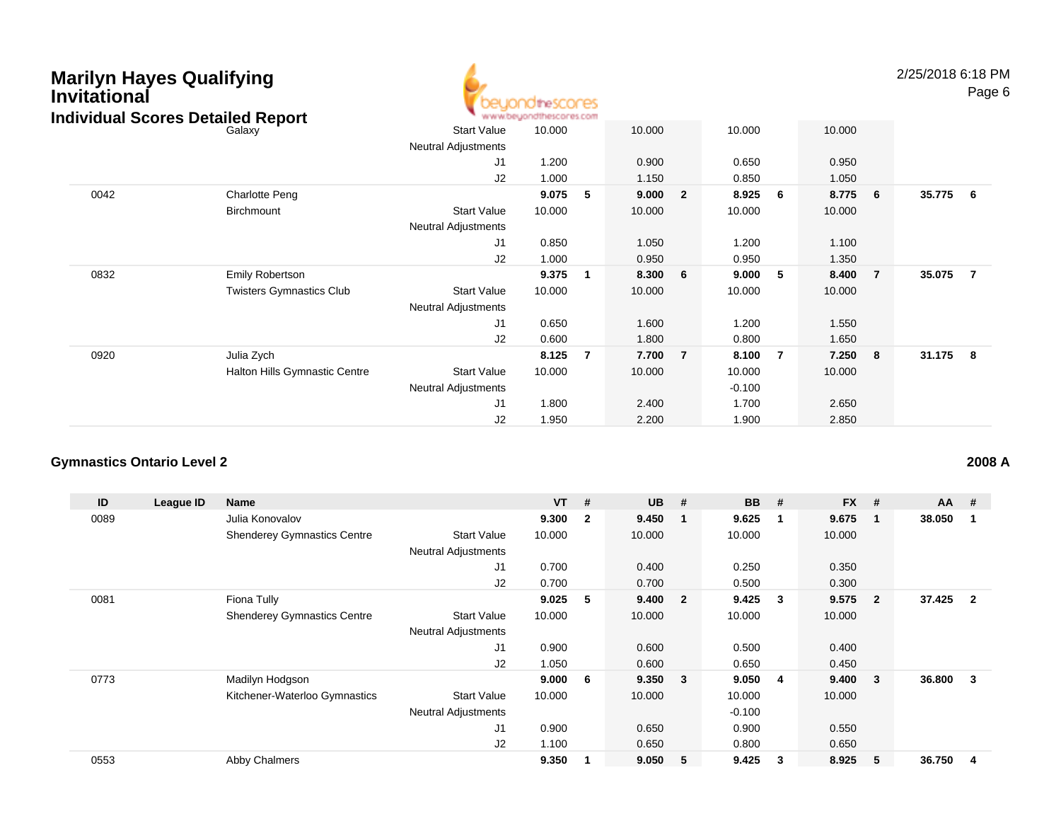# Marilyn Hayes Qualifying Invitational

## Individual Scores Detailed Report

| ID | League ID | Name | | VT | # | UB | # | BB | # | FX | # | AA | # |
|---|---|---|---|---|---|---|---|---|---|---|---|---|---|
| | | Galaxy | Start Value | 10.000 | | 10.000 | | 10.000 | | 10.000 | | | |
| | | | Neutral Adjustments | | | | | | | | | | |
| | | | J1 | 1.200 | | 0.900 | | 0.650 | | 0.950 | | | |
| | | | J2 | 1.000 | | 1.150 | | 0.850 | | 1.050 | | | |
| 0042 | | Charlotte Peng | | **9.075** | **5** | **9.000** | **2** | **8.925** | **6** | **8.775** | **6** | **35.775** | **6** |
| | | Birchmount | Start Value | 10.000 | | 10.000 | | 10.000 | | 10.000 | | | |
| | | | Neutral Adjustments | | | | | | | | | | |
| | | | J1 | 0.850 | | 1.050 | | 1.200 | | 1.100 | | | |
| | | | J2 | 1.000 | | 0.950 | | 0.950 | | 1.350 | | | |
| 0832 | | Emily Robertson | | **9.375** | **1** | **8.300** | **6** | **9.000** | **5** | **8.400** | **7** | **35.075** | **7** |
| | | Twisters Gymnastics Club | Start Value | 10.000 | | 10.000 | | 10.000 | | 10.000 | | | |
| | | | Neutral Adjustments | | | | | | | | | | |
| | | | J1 | 0.650 | | 1.600 | | 1.200 | | 1.550 | | | |
| | | | J2 | 0.600 | | 1.800 | | 0.800 | | 1.650 | | | |
| 0920 | | Julia Zych | | **8.125** | **7** | **7.700** | **7** | **8.100** | **7** | **7.250** | **8** | **31.175** | **8** |
| | | Halton Hills Gymnastic Centre | Start Value | 10.000 | | 10.000 | | 10.000 | | 10.000 | | | |
| | | | Neutral Adjustments | | | | | -0.100 | | | | | |
| | | | J1 | 1.800 | | 2.400 | | 1.700 | | 2.650 | | | |
| | | | J2 | 1.950 | | 2.200 | | 1.900 | | 2.850 | | | |

### Gymnastics Ontario Level 2 — 2008 A

| ID | League ID | Name | | VT | # | UB | # | BB | # | FX | # | AA | # |
|---|---|---|---|---|---|---|---|---|---|---|---|---|---|
| 0089 | | Julia Konovalov | | **9.300** | **2** | **9.450** | **1** | **9.625** | **1** | **9.675** | **1** | **38.050** | **1** |
| | | Shenderey Gymnastics Centre | Start Value | 10.000 | | 10.000 | | 10.000 | | 10.000 | | | |
| | | | Neutral Adjustments | | | | | | | | | | |
| | | | J1 | 0.700 | | 0.400 | | 0.250 | | 0.350 | | | |
| | | | J2 | 0.700 | | 0.700 | | 0.500 | | 0.300 | | | |
| 0081 | | Fiona Tully | | **9.025** | **5** | **9.400** | **2** | **9.425** | **3** | **9.575** | **2** | **37.425** | **2** |
| | | Shenderey Gymnastics Centre | Start Value | 10.000 | | 10.000 | | 10.000 | | 10.000 | | | |
| | | | Neutral Adjustments | | | | | | | | | | |
| | | | J1 | 0.900 | | 0.600 | | 0.500 | | 0.400 | | | |
| | | | J2 | 1.050 | | 0.600 | | 0.650 | | 0.450 | | | |
| 0773 | | Madilyn Hodgson | | **9.000** | **6** | **9.350** | **3** | **9.050** | **4** | **9.400** | **3** | **36.800** | **3** |
| | | Kitchener-Waterloo Gymnastics | Start Value | 10.000 | | 10.000 | | 10.000 | | 10.000 | | | |
| | | | Neutral Adjustments | | | | | -0.100 | | | | | |
| | | | J1 | 0.900 | | 0.650 | | 0.900 | | 0.550 | | | |
| | | | J2 | 1.100 | | 0.650 | | 0.800 | | 0.650 | | | |
| 0553 | | Abby Chalmers | | **9.350** | **1** | **9.050** | **5** | **9.425** | **3** | **8.925** | **5** | **36.750** | **4** |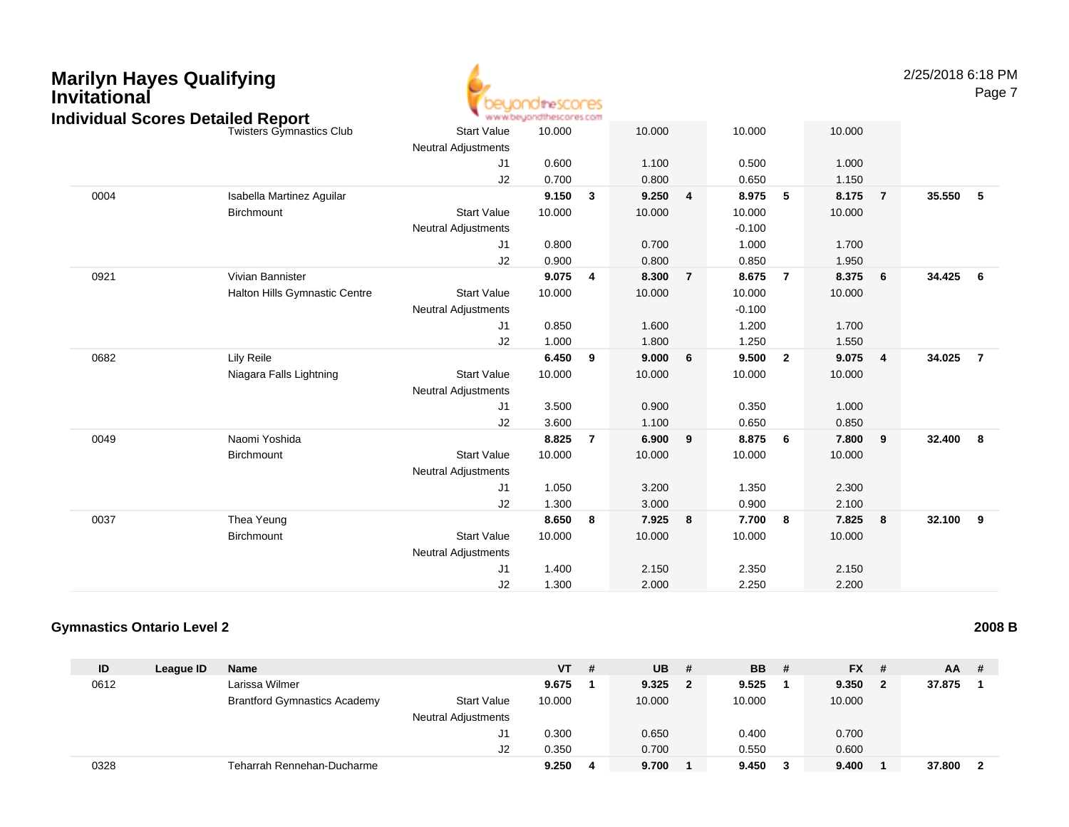## Marilyn Hayes Qualifying Invitational

### Individual Scores Detailed Report

| ID | League ID | Name | | VT | # | UB | # | BB | # | FX | # | AA | # |
|---|---|---|---|---|---|---|---|---|---|---|---|---|---|
| | | Twisters Gymnastics Club | Start Value | 10.000 | | 10.000 | | 10.000 | | 10.000 | | | |
| | | | Neutral Adjustments | | | | | | | | | | |
| | | | J1 | 0.600 | | 1.100 | | 0.500 | | 1.000 | | | |
| | | | J2 | 0.700 | | 0.800 | | 0.650 | | 1.150 | | | |
| 0004 | | Isabella Martinez Aguilar | | **9.150** | **3** | **9.250** | **4** | **8.975** | **5** | **8.175** | **7** | **35.550** | **5** |
| | | Birchmount | Start Value | 10.000 | | 10.000 | | 10.000 | | 10.000 | | | |
| | | | Neutral Adjustments | | | | | -0.100 | | | | | |
| | | | J1 | 0.800 | | 0.700 | | 1.000 | | 1.700 | | | |
| | | | J2 | 0.900 | | 0.800 | | 0.850 | | 1.950 | | | |
| 0921 | | Vivian Bannister | | **9.075** | **4** | **8.300** | **7** | **8.675** | **7** | **8.375** | **6** | **34.425** | **6** |
| | | Halton Hills Gymnastic Centre | Start Value | 10.000 | | 10.000 | | 10.000 | | 10.000 | | | |
| | | | Neutral Adjustments | | | | | -0.100 | | | | | |
| | | | J1 | 0.850 | | 1.600 | | 1.200 | | 1.700 | | | |
| | | | J2 | 1.000 | | 1.800 | | 1.250 | | 1.550 | | | |
| 0682 | | Lily Reile | | **6.450** | **9** | **9.000** | **6** | **9.500** | **2** | **9.075** | **4** | **34.025** | **7** |
| | | Niagara Falls Lightning | Start Value | 10.000 | | 10.000 | | 10.000 | | 10.000 | | | |
| | | | Neutral Adjustments | | | | | | | | | | |
| | | | J1 | 3.500 | | 0.900 | | 0.350 | | 1.000 | | | |
| | | | J2 | 3.600 | | 1.100 | | 0.650 | | 0.850 | | | |
| 0049 | | Naomi Yoshida | | **8.825** | **7** | **6.900** | **9** | **8.875** | **6** | **7.800** | **9** | **32.400** | **8** |
| | | Birchmount | Start Value | 10.000 | | 10.000 | | 10.000 | | 10.000 | | | |
| | | | Neutral Adjustments | | | | | | | | | | |
| | | | J1 | 1.050 | | 3.200 | | 1.350 | | 2.300 | | | |
| | | | J2 | 1.300 | | 3.000 | | 0.900 | | 2.100 | | | |
| 0037 | | Thea Yeung | | **8.650** | **8** | **7.925** | **8** | **7.700** | **8** | **7.825** | **8** | **32.100** | **9** |
| | | Birchmount | Start Value | 10.000 | | 10.000 | | 10.000 | | 10.000 | | | |
| | | | Neutral Adjustments | | | | | | | | | | |
| | | | J1 | 1.400 | | 2.150 | | 2.350 | | 2.150 | | | |
| | | | J2 | 1.300 | | 2.000 | | 2.250 | | 2.200 | | | |

### Gymnastics Ontario Level 2 — 2008 B

| ID | League ID | Name | | VT | # | UB | # | BB | # | FX | # | AA | # |
|---|---|---|---|---|---|---|---|---|---|---|---|---|---|
| 0612 | | Larissa Wilmer | | **9.675** | **1** | **9.325** | **2** | **9.525** | **1** | **9.350** | **2** | **37.875** | **1** |
| | | Brantford Gymnastics Academy | Start Value | 10.000 | | 10.000 | | 10.000 | | 10.000 | | | |
| | | | Neutral Adjustments | | | | | | | | | | |
| | | | J1 | 0.300 | | 0.650 | | 0.400 | | 0.700 | | | |
| | | | J2 | 0.350 | | 0.700 | | 0.550 | | 0.600 | | | |
| 0328 | | Teharrah Rennehan-Ducharme | | **9.250** | **4** | **9.700** | **1** | **9.450** | **3** | **9.400** | **1** | **37.800** | **2** |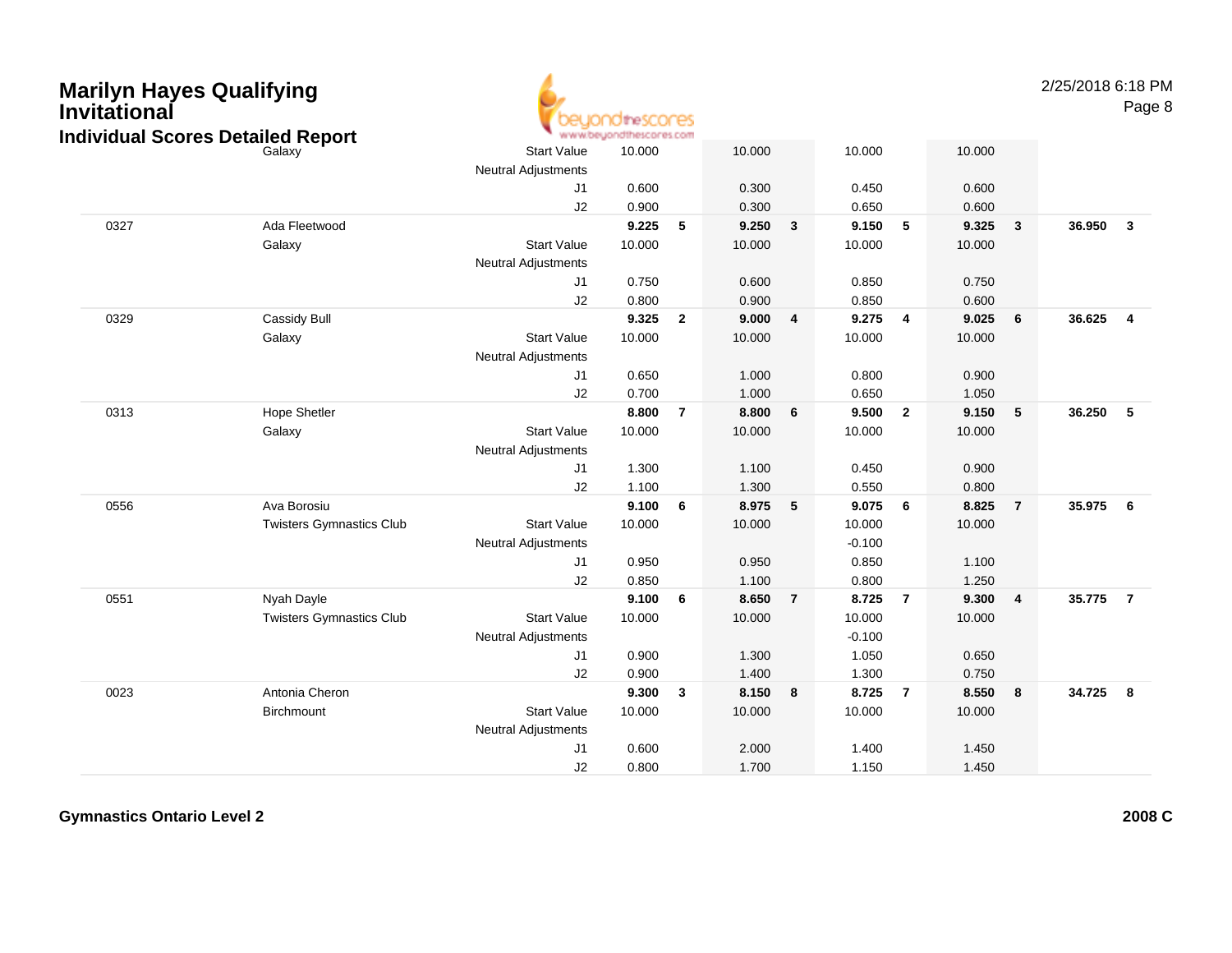# Marilyn Hayes Qualifying Invitational

## Individual Scores Detailed Report

|  |  |  |  |  |  |  |  |  |  |  |  |  |
|---|---|---|---|---|---|---|---|---|---|---|---|---|
|  | Galaxy | Start Value | 10.000 |  | 10.000 |  | 10.000 |  | 10.000 |  |  |  |
|  |  | Neutral Adjustments |  |  |  |  |  |  |  |  |  |  |
|  |  | J1 | 0.600 |  | 0.300 |  | 0.450 |  | 0.600 |  |  |  |
|  |  | J2 | 0.900 |  | 0.300 |  | 0.650 |  | 0.600 |  |  |  |
| 0327 | Ada Fleetwood |  | **9.225** | **5** | **9.250** | **3** | **9.150** | **5** | **9.325** | **3** | **36.950** | **3** |
|  | Galaxy | Start Value | 10.000 |  | 10.000 |  | 10.000 |  | 10.000 |  |  |  |
|  |  | Neutral Adjustments |  |  |  |  |  |  |  |  |  |  |
|  |  | J1 | 0.750 |  | 0.600 |  | 0.850 |  | 0.750 |  |  |  |
|  |  | J2 | 0.800 |  | 0.900 |  | 0.850 |  | 0.600 |  |  |  |
| 0329 | Cassidy Bull |  | **9.325** | **2** | **9.000** | **4** | **9.275** | **4** | **9.025** | **6** | **36.625** | **4** |
|  | Galaxy | Start Value | 10.000 |  | 10.000 |  | 10.000 |  | 10.000 |  |  |  |
|  |  | Neutral Adjustments |  |  |  |  |  |  |  |  |  |  |
|  |  | J1 | 0.650 |  | 1.000 |  | 0.800 |  | 0.900 |  |  |  |
|  |  | J2 | 0.700 |  | 1.000 |  | 0.650 |  | 1.050 |  |  |  |
| 0313 | Hope Shetler |  | **8.800** | **7** | **8.800** | **6** | **9.500** | **2** | **9.150** | **5** | **36.250** | **5** |
|  | Galaxy | Start Value | 10.000 |  | 10.000 |  | 10.000 |  | 10.000 |  |  |  |
|  |  | Neutral Adjustments |  |  |  |  |  |  |  |  |  |  |
|  |  | J1 | 1.300 |  | 1.100 |  | 0.450 |  | 0.900 |  |  |  |
|  |  | J2 | 1.100 |  | 1.300 |  | 0.550 |  | 0.800 |  |  |  |
| 0556 | Ava Borosiu |  | **9.100** | **6** | **8.975** | **5** | **9.075** | **6** | **8.825** | **7** | **35.975** | **6** |
|  | Twisters Gymnastics Club | Start Value | 10.000 |  | 10.000 |  | 10.000 |  | 10.000 |  |  |  |
|  |  | Neutral Adjustments |  |  |  |  | -0.100 |  |  |  |  |  |
|  |  | J1 | 0.950 |  | 0.950 |  | 0.850 |  | 1.100 |  |  |  |
|  |  | J2 | 0.850 |  | 1.100 |  | 0.800 |  | 1.250 |  |  |  |
| 0551 | Nyah Dayle |  | **9.100** | **6** | **8.650** | **7** | **8.725** | **7** | **9.300** | **4** | **35.775** | **7** |
|  | Twisters Gymnastics Club | Start Value | 10.000 |  | 10.000 |  | 10.000 |  | 10.000 |  |  |  |
|  |  | Neutral Adjustments |  |  |  |  | -0.100 |  |  |  |  |  |
|  |  | J1 | 0.900 |  | 1.300 |  | 1.050 |  | 0.650 |  |  |  |
|  |  | J2 | 0.900 |  | 1.400 |  | 1.300 |  | 0.750 |  |  |  |
| 0023 | Antonia Cheron |  | **9.300** | **3** | **8.150** | **8** | **8.725** | **7** | **8.550** | **8** | **34.725** | **8** |
|  | Birchmount | Start Value | 10.000 |  | 10.000 |  | 10.000 |  | 10.000 |  |  |  |
|  |  | Neutral Adjustments |  |  |  |  |  |  |  |  |  |  |
|  |  | J1 | 0.600 |  | 2.000 |  | 1.400 |  | 1.450 |  |  |  |
|  |  | J2 | 0.800 |  | 1.700 |  | 1.150 |  | 1.450 |  |  |  |

**Gymnastics Ontario Level 2** **2008 C**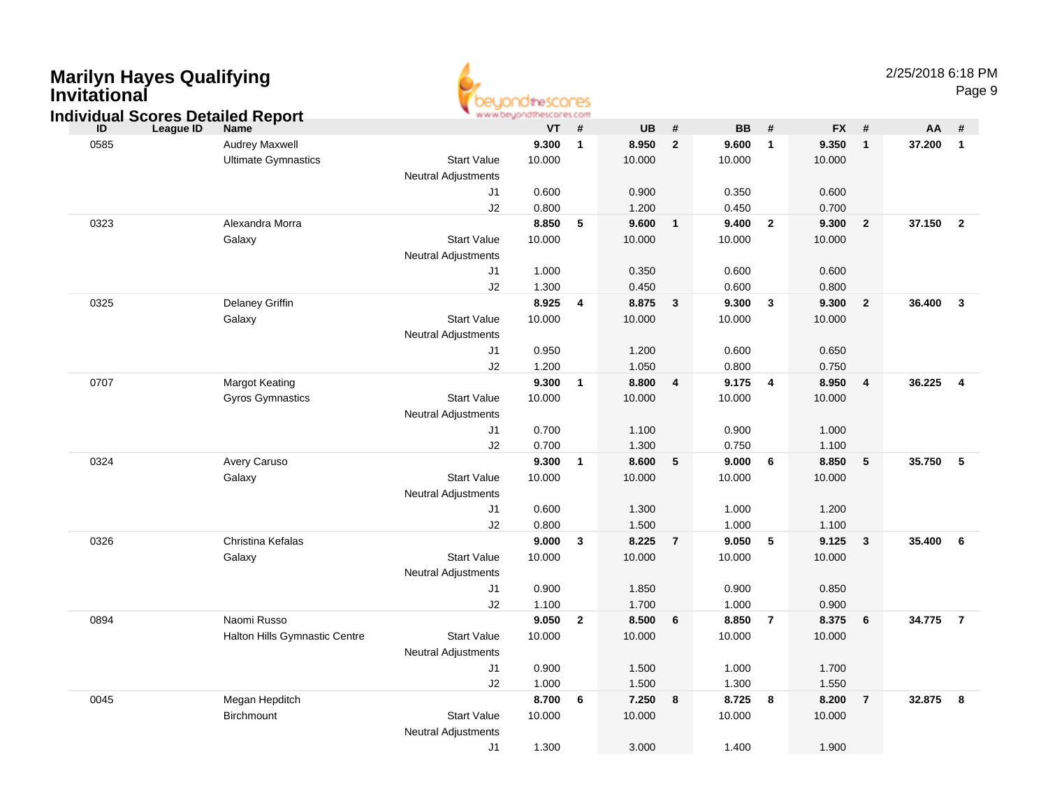# Marilyn Hayes Qualifying Invitational

## Individual Scores Detailed Report

2/25/2018 6:18 PM

| ID | League ID | Name | | VT | # | UB | # | BB | # | FX | # | AA | # |
|---|---|---|---|---|---|---|---|---|---|---|---|---|---|
| 0585 | | Audrey Maxwell | | **9.300** | **1** | **8.950** | **2** | **9.600** | **1** | **9.350** | **1** | **37.200** | **1** |
| | | Ultimate Gymnastics | Start Value | 10.000 | | 10.000 | | 10.000 | | 10.000 | | | |
| | | | Neutral Adjustments | | | | | | | | | | |
| | | | J1 | 0.600 | | 0.900 | | 0.350 | | 0.600 | | | |
| | | | J2 | 0.800 | | 1.200 | | 0.450 | | 0.700 | | | |
| 0323 | | Alexandra Morra | | **8.850** | **5** | **9.600** | **1** | **9.400** | **2** | **9.300** | **2** | **37.150** | **2** |
| | | Galaxy | Start Value | 10.000 | | 10.000 | | 10.000 | | 10.000 | | | |
| | | | Neutral Adjustments | | | | | | | | | | |
| | | | J1 | 1.000 | | 0.350 | | 0.600 | | 0.600 | | | |
| | | | J2 | 1.300 | | 0.450 | | 0.600 | | 0.800 | | | |
| 0325 | | Delaney Griffin | | **8.925** | **4** | **8.875** | **3** | **9.300** | **3** | **9.300** | **2** | **36.400** | **3** |
| | | Galaxy | Start Value | 10.000 | | 10.000 | | 10.000 | | 10.000 | | | |
| | | | Neutral Adjustments | | | | | | | | | | |
| | | | J1 | 0.950 | | 1.200 | | 0.600 | | 0.650 | | | |
| | | | J2 | 1.200 | | 1.050 | | 0.800 | | 0.750 | | | |
| 0707 | | Margot Keating | | **9.300** | **1** | **8.800** | **4** | **9.175** | **4** | **8.950** | **4** | **36.225** | **4** |
| | | Gyros Gymnastics | Start Value | 10.000 | | 10.000 | | 10.000 | | 10.000 | | | |
| | | | Neutral Adjustments | | | | | | | | | | |
| | | | J1 | 0.700 | | 1.100 | | 0.900 | | 1.000 | | | |
| | | | J2 | 0.700 | | 1.300 | | 0.750 | | 1.100 | | | |
| 0324 | | Avery Caruso | | **9.300** | **1** | **8.600** | **5** | **9.000** | **6** | **8.850** | **5** | **35.750** | **5** |
| | | Galaxy | Start Value | 10.000 | | 10.000 | | 10.000 | | 10.000 | | | |
| | | | Neutral Adjustments | | | | | | | | | | |
| | | | J1 | 0.600 | | 1.300 | | 1.000 | | 1.200 | | | |
| | | | J2 | 0.800 | | 1.500 | | 1.000 | | 1.100 | | | |
| 0326 | | Christina Kefalas | | **9.000** | **3** | **8.225** | **7** | **9.050** | **5** | **9.125** | **3** | **35.400** | **6** |
| | | Galaxy | Start Value | 10.000 | | 10.000 | | 10.000 | | 10.000 | | | |
| | | | Neutral Adjustments | | | | | | | | | | |
| | | | J1 | 0.900 | | 1.850 | | 0.900 | | 0.850 | | | |
| | | | J2 | 1.100 | | 1.700 | | 1.000 | | 0.900 | | | |
| 0894 | | Naomi Russo | | **9.050** | **2** | **8.500** | **6** | **8.850** | **7** | **8.375** | **6** | **34.775** | **7** |
| | | Halton Hills Gymnastic Centre | Start Value | 10.000 | | 10.000 | | 10.000 | | 10.000 | | | |
| | | | Neutral Adjustments | | | | | | | | | | |
| | | | J1 | 0.900 | | 1.500 | | 1.000 | | 1.700 | | | |
| | | | J2 | 1.000 | | 1.500 | | 1.300 | | 1.550 | | | |
| 0045 | | Megan Hepditch | | **8.700** | **6** | **7.250** | **8** | **8.725** | **8** | **8.200** | **7** | **32.875** | **8** |
| | | Birchmount | Start Value | 10.000 | | 10.000 | | 10.000 | | 10.000 | | | |
| | | | Neutral Adjustments | | | | | | | | | | |
| | | | J1 | 1.300 | | 3.000 | | 1.400 | | 1.900 | | | |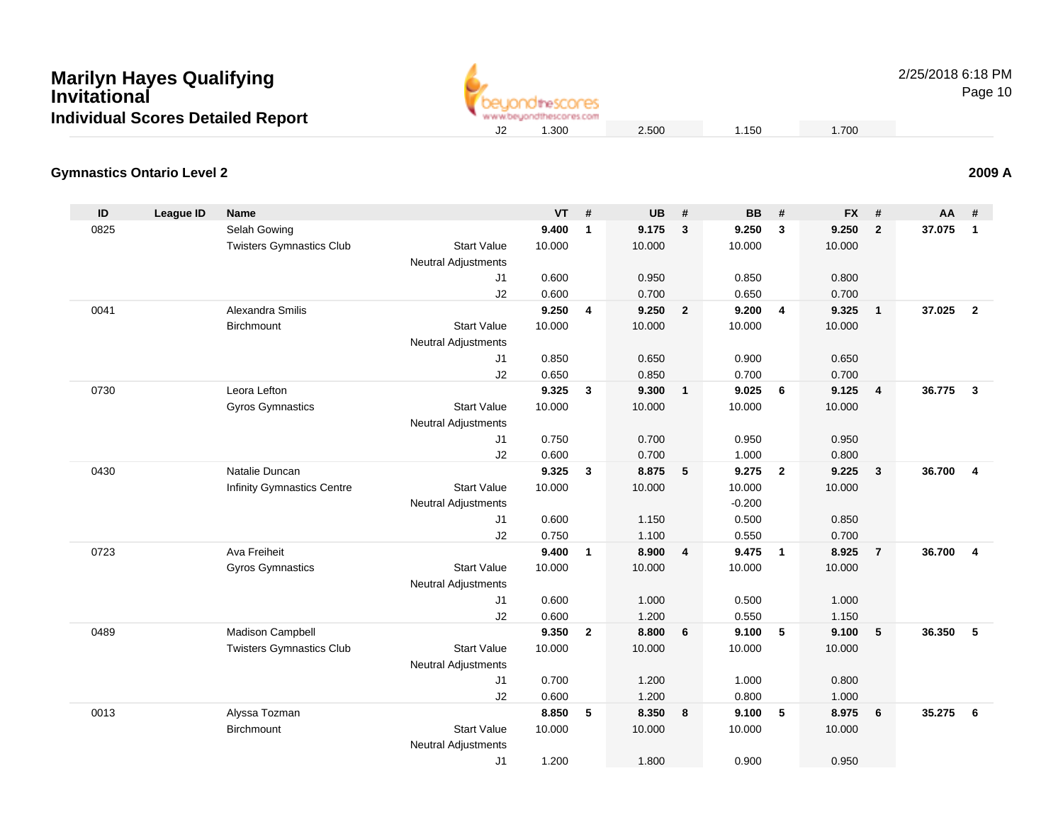# Marilyn Hayes Qualifying Invitational

## Individual Scores Detailed Report

| | | | | | | | | | | | | | | |
|---|---|---|---|---|---|---|---|---|---|---|---|---|---|---|
| | | | J2 | 1.300 | | 2.500 | | 1.150 | | 1.700 | | | | |

### Gymnastics Ontario Level 2

**2009 A**

| ID | League ID | Name | | VT | # | UB | # | BB | # | FX | # | AA | # |
|---|---|---|---|---|---|---|---|---|---|---|---|---|---|
| 0825 | | Selah Gowing | | **9.400** | **1** | **9.175** | **3** | **9.250** | **3** | **9.250** | **2** | **37.075** | **1** |
| | | Twisters Gymnastics Club | Start Value | 10.000 | | 10.000 | | 10.000 | | 10.000 | | | |
| | | | Neutral Adjustments | | | | | | | | | | |
| | | | J1 | 0.600 | | 0.950 | | 0.850 | | 0.800 | | | |
| | | | J2 | 0.600 | | 0.700 | | 0.650 | | 0.700 | | | |
| 0041 | | Alexandra Smilis | | **9.250** | **4** | **9.250** | **2** | **9.200** | **4** | **9.325** | **1** | **37.025** | **2** |
| | | Birchmount | Start Value | 10.000 | | 10.000 | | 10.000 | | 10.000 | | | |
| | | | Neutral Adjustments | | | | | | | | | | |
| | | | J1 | 0.850 | | 0.650 | | 0.900 | | 0.650 | | | |
| | | | J2 | 0.650 | | 0.850 | | 0.700 | | 0.700 | | | |
| 0730 | | Leora Lefton | | **9.325** | **3** | **9.300** | **1** | **9.025** | **6** | **9.125** | **4** | **36.775** | **3** |
| | | Gyros Gymnastics | Start Value | 10.000 | | 10.000 | | 10.000 | | 10.000 | | | |
| | | | Neutral Adjustments | | | | | | | | | | |
| | | | J1 | 0.750 | | 0.700 | | 0.950 | | 0.950 | | | |
| | | | J2 | 0.600 | | 0.700 | | 1.000 | | 0.800 | | | |
| 0430 | | Natalie Duncan | | **9.325** | **3** | **8.875** | **5** | **9.275** | **2** | **9.225** | **3** | **36.700** | **4** |
| | | Infinity Gymnastics Centre | Start Value | 10.000 | | 10.000 | | 10.000 | | 10.000 | | | |
| | | | Neutral Adjustments | | | | | -0.200 | | | | | |
| | | | J1 | 0.600 | | 1.150 | | 0.500 | | 0.850 | | | |
| | | | J2 | 0.750 | | 1.100 | | 0.550 | | 0.700 | | | |
| 0723 | | Ava Freiheit | | **9.400** | **1** | **8.900** | **4** | **9.475** | **1** | **8.925** | **7** | **36.700** | **4** |
| | | Gyros Gymnastics | Start Value | 10.000 | | 10.000 | | 10.000 | | 10.000 | | | |
| | | | Neutral Adjustments | | | | | | | | | | |
| | | | J1 | 0.600 | | 1.000 | | 0.500 | | 1.000 | | | |
| | | | J2 | 0.600 | | 1.200 | | 0.550 | | 1.150 | | | |
| 0489 | | Madison Campbell | | **9.350** | **2** | **8.800** | **6** | **9.100** | **5** | **9.100** | **5** | **36.350** | **5** |
| | | Twisters Gymnastics Club | Start Value | 10.000 | | 10.000 | | 10.000 | | 10.000 | | | |
| | | | Neutral Adjustments | | | | | | | | | | |
| | | | J1 | 0.700 | | 1.200 | | 1.000 | | 0.800 | | | |
| | | | J2 | 0.600 | | 1.200 | | 0.800 | | 1.000 | | | |
| 0013 | | Alyssa Tozman | | **8.850** | **5** | **8.350** | **8** | **9.100** | **5** | **8.975** | **6** | **35.275** | **6** |
| | | Birchmount | Start Value | 10.000 | | 10.000 | | 10.000 | | 10.000 | | | |
| | | | Neutral Adjustments | | | | | | | | | | |
| | | | J1 | 1.200 | | 1.800 | | 0.900 | | 0.950 | | | |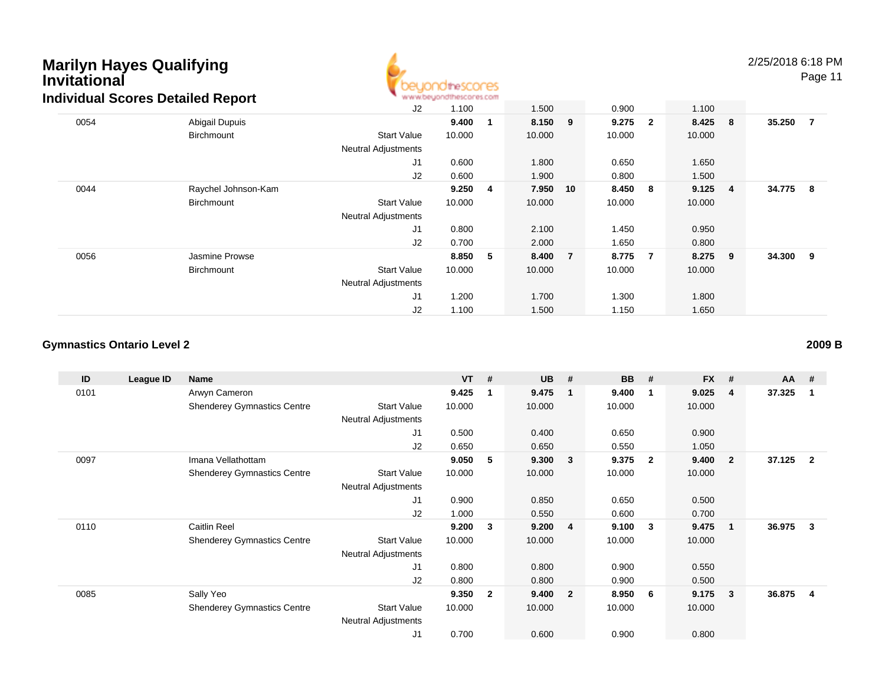| ID | League ID | Name | | VT | # | UB | # | BB | # | FX | # | AA | # |
|---|---|---|---|---|---|---|---|---|---|---|---|---|---|
| | | | J2 | 1.100 | | 1.500 | | 0.900 | | 1.100 | | | |
| 0054 | | Abigail Dupuis | | 9.400 | 1 | 8.150 | 9 | 9.275 | 2 | 8.425 | 8 | 35.250 | 7 |
| | | Birchmount | Start Value | 10.000 | | 10.000 | | 10.000 | | 10.000 | | | |
| | | | Neutral Adjustments | | | | | | | | | | |
| | | | J1 | 0.600 | | 1.800 | | 0.650 | | 1.650 | | | |
| | | | J2 | 0.600 | | 1.900 | | 0.800 | | 1.500 | | | |
| 0044 | | Raychel Johnson-Kam | | 9.250 | 4 | 7.950 | 10 | 8.450 | 8 | 9.125 | 4 | 34.775 | 8 |
| | | Birchmount | Start Value | 10.000 | | 10.000 | | 10.000 | | 10.000 | | | |
| | | | Neutral Adjustments | | | | | | | | | | |
| | | | J1 | 0.800 | | 2.100 | | 1.450 | | 0.950 | | | |
| | | | J2 | 0.700 | | 2.000 | | 1.650 | | 0.800 | | | |
| 0056 | | Jasmine Prowse | | 8.850 | 5 | 8.400 | 7 | 8.775 | 7 | 8.275 | 9 | 34.300 | 9 |
| | | Birchmount | Start Value | 10.000 | | 10.000 | | 10.000 | | 10.000 | | | |
| | | | Neutral Adjustments | | | | | | | | | | |
| | | | J1 | 1.200 | | 1.700 | | 1.300 | | 1.800 | | | |
| | | | J2 | 1.100 | | 1.500 | | 1.150 | | 1.650 | | | |

### Gymnastics Ontario Level 2

**2009 B**

| ID | League ID | Name | | VT | # | UB | # | BB | # | FX | # | AA | # |
|---|---|---|---|---|---|---|---|---|---|---|---|---|---|
| 0101 | | Arwyn Cameron | | 9.425 | 1 | 9.475 | 1 | 9.400 | 1 | 9.025 | 4 | 37.325 | 1 |
| | | Shenderey Gymnastics Centre | Start Value | 10.000 | | 10.000 | | 10.000 | | 10.000 | | | |
| | | | Neutral Adjustments | | | | | | | | | | |
| | | | J1 | 0.500 | | 0.400 | | 0.650 | | 0.900 | | | |
| | | | J2 | 0.650 | | 0.650 | | 0.550 | | 1.050 | | | |
| 0097 | | Imana Vellathottam | | 9.050 | 5 | 9.300 | 3 | 9.375 | 2 | 9.400 | 2 | 37.125 | 2 |
| | | Shenderey Gymnastics Centre | Start Value | 10.000 | | 10.000 | | 10.000 | | 10.000 | | | |
| | | | Neutral Adjustments | | | | | | | | | | |
| | | | J1 | 0.900 | | 0.850 | | 0.650 | | 0.500 | | | |
| | | | J2 | 1.000 | | 0.550 | | 0.600 | | 0.700 | | | |
| 0110 | | Caitlin Reel | | 9.200 | 3 | 9.200 | 4 | 9.100 | 3 | 9.475 | 1 | 36.975 | 3 |
| | | Shenderey Gymnastics Centre | Start Value | 10.000 | | 10.000 | | 10.000 | | 10.000 | | | |
| | | | Neutral Adjustments | | | | | | | | | | |
| | | | J1 | 0.800 | | 0.800 | | 0.900 | | 0.550 | | | |
| | | | J2 | 0.800 | | 0.800 | | 0.900 | | 0.500 | | | |
| 0085 | | Sally Yeo | | 9.350 | 2 | 9.400 | 2 | 8.950 | 6 | 9.175 | 3 | 36.875 | 4 |
| | | Shenderey Gymnastics Centre | Start Value | 10.000 | | 10.000 | | 10.000 | | 10.000 | | | |
| | | | Neutral Adjustments | | | | | | | | | | |
| | | | J1 | 0.700 | | 0.600 | | 0.900 | | 0.800 | | | |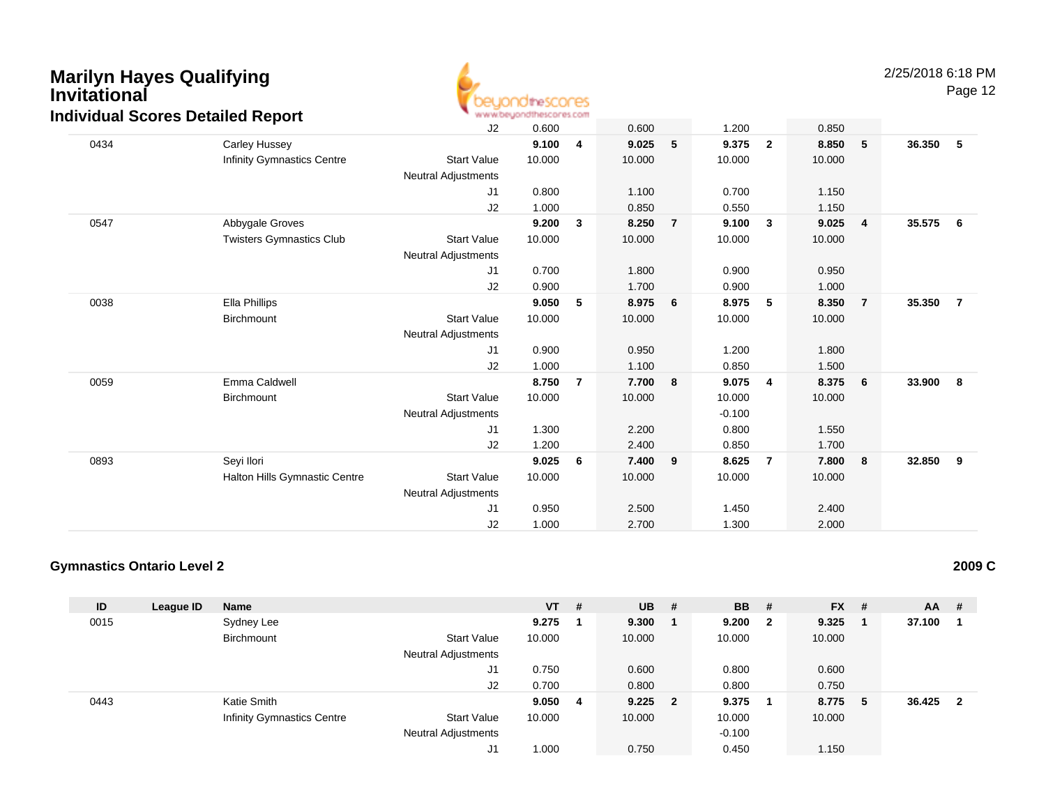# Marilyn Hayes Qualifying Invitational

## Individual Scores Detailed Report

| ID | League ID | Name | | VT | # | UB | # | BB | # | FX | # | AA | # |
|---|---|---|---|---|---|---|---|---|---|---|---|---|---|
| | | | J2 | 0.600 | | 0.600 | | 1.200 | | 0.850 | | | |
| 0434 | | Carley Hussey | | 9.100 | 4 | 9.025 | 5 | 9.375 | 2 | 8.850 | 5 | 36.350 | 5 |
| | | Infinity Gymnastics Centre | Start Value | 10.000 | | 10.000 | | 10.000 | | 10.000 | | | |
| | | | Neutral Adjustments | | | | | | | | | | |
| | | | J1 | 0.800 | | 1.100 | | 0.700 | | 1.150 | | | |
| | | | J2 | 1.000 | | 0.850 | | 0.550 | | 1.150 | | | |
| 0547 | | Abbygale Groves | | 9.200 | 3 | 8.250 | 7 | 9.100 | 3 | 9.025 | 4 | 35.575 | 6 |
| | | Twisters Gymnastics Club | Start Value | 10.000 | | 10.000 | | 10.000 | | 10.000 | | | |
| | | | Neutral Adjustments | | | | | | | | | | |
| | | | J1 | 0.700 | | 1.800 | | 0.900 | | 0.950 | | | |
| | | | J2 | 0.900 | | 1.700 | | 0.900 | | 1.000 | | | |
| 0038 | | Ella Phillips | | 9.050 | 5 | 8.975 | 6 | 8.975 | 5 | 8.350 | 7 | 35.350 | 7 |
| | | Birchmount | Start Value | 10.000 | | 10.000 | | 10.000 | | 10.000 | | | |
| | | | Neutral Adjustments | | | | | | | | | | |
| | | | J1 | 0.900 | | 0.950 | | 1.200 | | 1.800 | | | |
| | | | J2 | 1.000 | | 1.100 | | 0.850 | | 1.500 | | | |
| 0059 | | Emma Caldwell | | 8.750 | 7 | 7.700 | 8 | 9.075 | 4 | 8.375 | 6 | 33.900 | 8 |
| | | Birchmount | Start Value | 10.000 | | 10.000 | | 10.000 | | 10.000 | | | |
| | | | Neutral Adjustments | | | | | -0.100 | | | | | |
| | | | J1 | 1.300 | | 2.200 | | 0.800 | | 1.550 | | | |
| | | | J2 | 1.200 | | 2.400 | | 0.850 | | 1.700 | | | |
| 0893 | | Seyi Ilori | | 9.025 | 6 | 7.400 | 9 | 8.625 | 7 | 7.800 | 8 | 32.850 | 9 |
| | | Halton Hills Gymnastic Centre | Start Value | 10.000 | | 10.000 | | 10.000 | | 10.000 | | | |
| | | | Neutral Adjustments | | | | | | | | | | |
| | | | J1 | 0.950 | | 2.500 | | 1.450 | | 2.400 | | | |
| | | | J2 | 1.000 | | 2.700 | | 1.300 | | 2.000 | | | |

### Gymnastics Ontario Level 2

**2009 C**

| ID | League ID | Name | | VT | # | UB | # | BB | # | FX | # | AA | # |
|---|---|---|---|---|---|---|---|---|---|---|---|---|---|
| 0015 | | Sydney Lee | | 9.275 | 1 | 9.300 | 1 | 9.200 | 2 | 9.325 | 1 | 37.100 | 1 |
| | | Birchmount | Start Value | 10.000 | | 10.000 | | 10.000 | | 10.000 | | | |
| | | | Neutral Adjustments | | | | | | | | | | |
| | | | J1 | 0.750 | | 0.600 | | 0.800 | | 0.600 | | | |
| | | | J2 | 0.700 | | 0.800 | | 0.800 | | 0.750 | | | |
| 0443 | | Katie Smith | | 9.050 | 4 | 9.225 | 2 | 9.375 | 1 | 8.775 | 5 | 36.425 | 2 |
| | | Infinity Gymnastics Centre | Start Value | 10.000 | | 10.000 | | 10.000 | | 10.000 | | | |
| | | | Neutral Adjustments | | | | | -0.100 | | | | | |
| | | | J1 | 1.000 | | 0.750 | | 0.450 | | 1.150 | | | |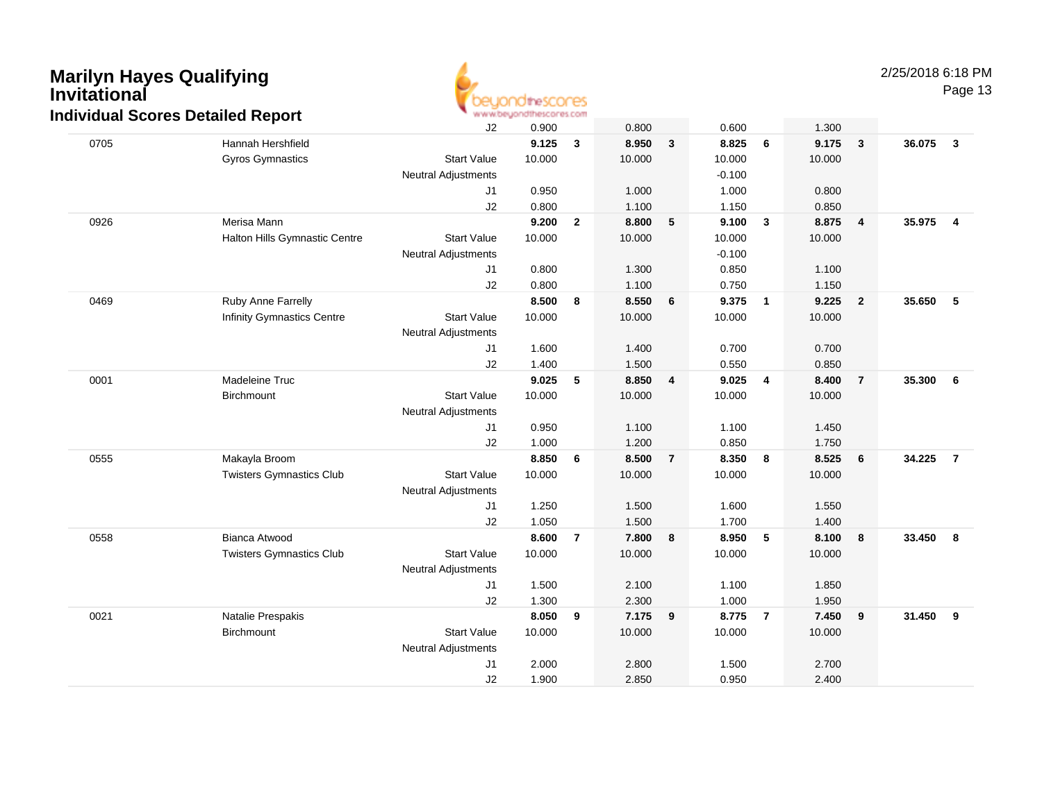# Marilyn Hayes Qualifying Invitational

## Individual Scores Detailed Report

2/25/2018 6:18 PM

| | | | | | | | | | | | | |
|---|---|---|---|---|---|---|---|---|---|---|---|---|
| | | J2 | 0.900 | | 0.800 | | 0.600 | | 1.300 | | | |
| 0705 | Hannah Hershfield | | **9.125** | **3** | **8.950** | **3** | **8.825** | **6** | **9.175** | **3** | **36.075** | **3** |
| | Gyros Gymnastics | Start Value | 10.000 | | 10.000 | | 10.000 | | 10.000 | | | |
| | | Neutral Adjustments | | | | | -0.100 | | | | | |
| | | J1 | 0.950 | | 1.000 | | 1.000 | | 0.800 | | | |
| | | J2 | 0.800 | | 1.100 | | 1.150 | | 0.850 | | | |
| 0926 | Merisa Mann | | **9.200** | **2** | **8.800** | **5** | **9.100** | **3** | **8.875** | **4** | **35.975** | **4** |
| | Halton Hills Gymnastic Centre | Start Value | 10.000 | | 10.000 | | 10.000 | | 10.000 | | | |
| | | Neutral Adjustments | | | | | -0.100 | | | | | |
| | | J1 | 0.800 | | 1.300 | | 0.850 | | 1.100 | | | |
| | | J2 | 0.800 | | 1.100 | | 0.750 | | 1.150 | | | |
| 0469 | Ruby Anne Farrelly | | **8.500** | **8** | **8.550** | **6** | **9.375** | **1** | **9.225** | **2** | **35.650** | **5** |
| | Infinity Gymnastics Centre | Start Value | 10.000 | | 10.000 | | 10.000 | | 10.000 | | | |
| | | Neutral Adjustments | | | | | | | | | | |
| | | J1 | 1.600 | | 1.400 | | 0.700 | | 0.700 | | | |
| | | J2 | 1.400 | | 1.500 | | 0.550 | | 0.850 | | | |
| 0001 | Madeleine Truc | | **9.025** | **5** | **8.850** | **4** | **9.025** | **4** | **8.400** | **7** | **35.300** | **6** |
| | Birchmount | Start Value | 10.000 | | 10.000 | | 10.000 | | 10.000 | | | |
| | | Neutral Adjustments | | | | | | | | | | |
| | | J1 | 0.950 | | 1.100 | | 1.100 | | 1.450 | | | |
| | | J2 | 1.000 | | 1.200 | | 0.850 | | 1.750 | | | |
| 0555 | Makayla Broom | | **8.850** | **6** | **8.500** | **7** | **8.350** | **8** | **8.525** | **6** | **34.225** | **7** |
| | Twisters Gymnastics Club | Start Value | 10.000 | | 10.000 | | 10.000 | | 10.000 | | | |
| | | Neutral Adjustments | | | | | | | | | | |
| | | J1 | 1.250 | | 1.500 | | 1.600 | | 1.550 | | | |
| | | J2 | 1.050 | | 1.500 | | 1.700 | | 1.400 | | | |
| 0558 | Bianca Atwood | | **8.600** | **7** | **7.800** | **8** | **8.950** | **5** | **8.100** | **8** | **33.450** | **8** |
| | Twisters Gymnastics Club | Start Value | 10.000 | | 10.000 | | 10.000 | | 10.000 | | | |
| | | Neutral Adjustments | | | | | | | | | | |
| | | J1 | 1.500 | | 2.100 | | 1.100 | | 1.850 | | | |
| | | J2 | 1.300 | | 2.300 | | 1.000 | | 1.950 | | | |
| 0021 | Natalie Prespakis | | **8.050** | **9** | **7.175** | **9** | **8.775** | **7** | **7.450** | **9** | **31.450** | **9** |
| | Birchmount | Start Value | 10.000 | | 10.000 | | 10.000 | | 10.000 | | | |
| | | Neutral Adjustments | | | | | | | | | | |
| | | J1 | 2.000 | | 2.800 | | 1.500 | | 2.700 | | | |
| | | J2 | 1.900 | | 2.850 | | 0.950 | | 2.400 | | | |